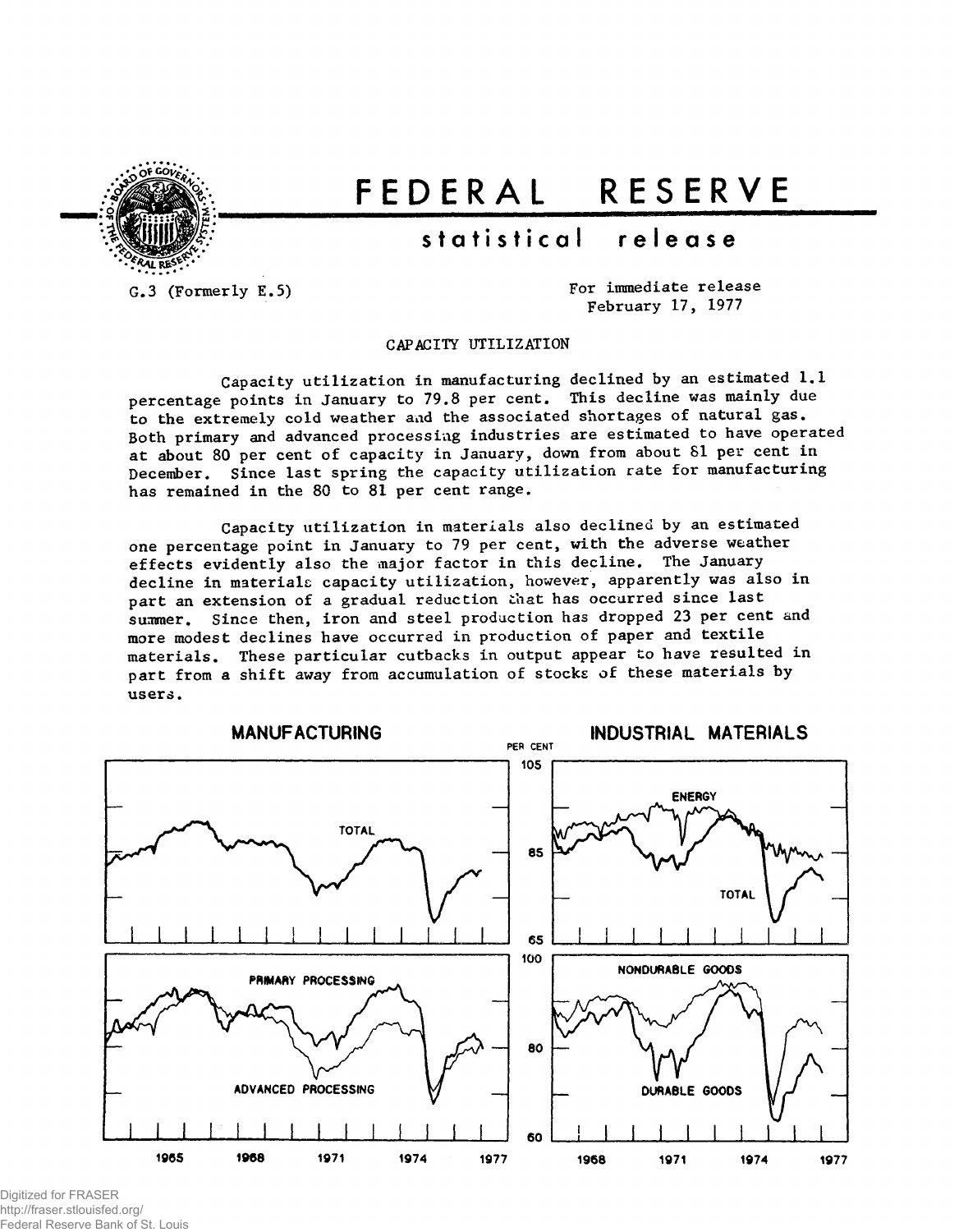# FEDERAL RESERVE

## statistical release

G.3 (Formerly E.5)

For immediate release
February 17, 1977

CAPACITY UTILIZATION

Capacity utilization in manufacturing declined by an estimated 1.1 percentage points in January to 79.8 per cent. This decline was mainly due to the extremely cold weather and the associated shortages of natural gas. Both primary and advanced processing industries are estimated to have operated at about 80 per cent of capacity in January, down from about 81 per cent in December. Since last spring the capacity utilization rate for manufacturing has remained in the 80 to 81 per cent range.

Capacity utilization in materials also declined by an estimated one percentage point in January to 79 per cent, with the adverse weather effects evidently also the major factor in this decline. The January decline in materials capacity utilization, however, apparently was also in part an extension of a gradual reduction that has occurred since last summer. Since then, iron and steel production has dropped 23 per cent and more modest declines have occurred in production of paper and textile materials. These particular cutbacks in output appear to have resulted in part from a shift away from accumulation of stocks of these materials by users.

MANUFACTURING

INDUSTRIAL MATERIALS

PER CENT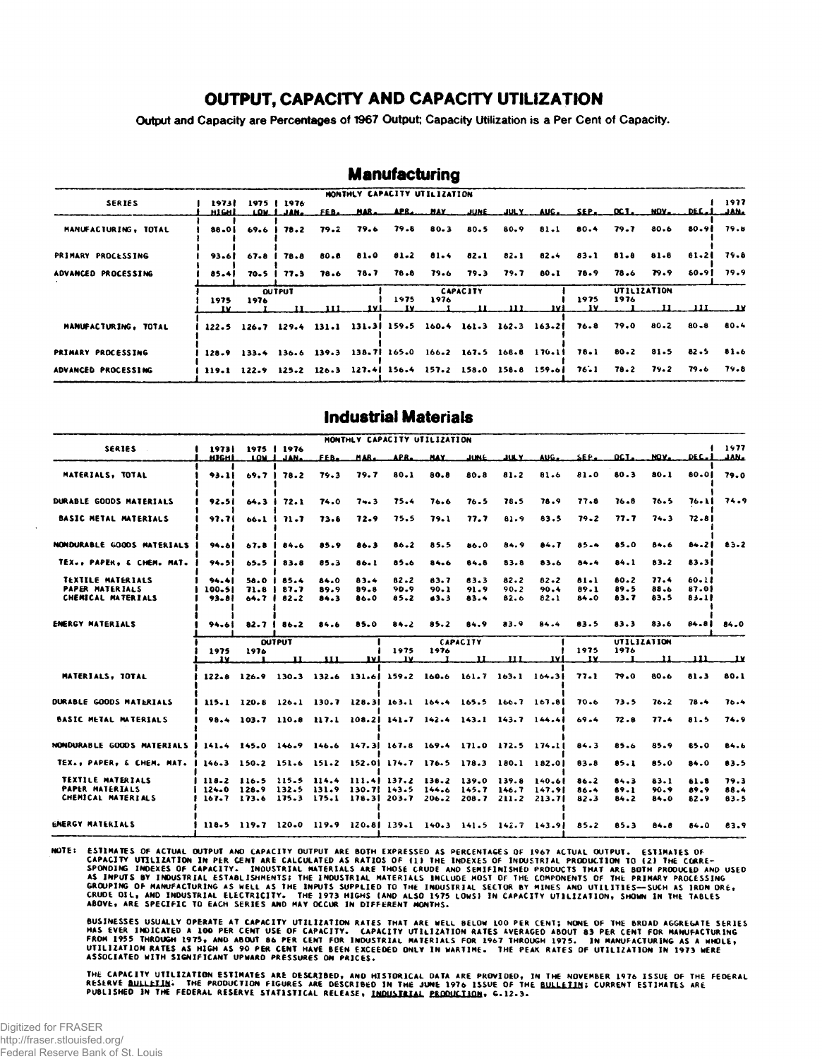# OUTPUT, CAPACITY AND CAPACITY UTILIZATION

Output and Capacity are Percentages of 1967 Output; Capacity Utilization is a Per Cent of Capacity.

## Manufacturing

| SERIES | 1973 HIGH | 1975 LOW | 1976 JAN. | FEB. | MAR. | APR. | MAY | JUNE | JULY | AUG. | SEP. | OCT. | NOV. | DEC. | 1977 JAN. |
|---|---|---|---|---|---|---|---|---|---|---|---|---|---|---|---|
| | MONTHLY CAPACITY UTILIZATION | | | | | | | | | | | | | | |
| MANUFACTURING, TOTAL | 88.0 | 69.6 | 78.2 | 79.2 | 79.6 | 79.8 | 80.3 | 80.5 | 80.9 | 81.1 | 80.4 | 79.7 | 80.6 | 80.9 | 79.8 |
| PRIMARY PROCESSING | 93.6 | 67.8 | 78.8 | 80.8 | 81.0 | 81.2 | 81.4 | 82.1 | 82.1 | 82.4 | 83.1 | 81.8 | 81.8 | 81.2 | 79.8 |
| ADVANCED PROCESSING | 85.4 | 70.5 | 77.3 | 78.6 | 78.7 | 78.8 | 79.6 | 79.3 | 79.7 | 80.1 | 78.9 | 78.6 | 79.9 | 80.9 | 79.9 |

| SERIES | OUTPUT 1975 IV | 1976 I | II | III | IV | CAPACITY 1975 IV | 1976 I | II | III | IV | UTILIZATION 1975 IV | 1976 I | II | III | IV |
|---|---|---|---|---|---|---|---|---|---|---|---|---|---|---|---|
| MANUFACTURING, TOTAL | 122.5 | 126.7 | 129.4 | 131.1 | 131.3 | 159.5 | 160.4 | 161.3 | 162.3 | 163.2 | 76.8 | 79.0 | 80.2 | 80.8 | 80.4 |
| PRIMARY PROCESSING | 128.9 | 133.4 | 136.6 | 139.3 | 138.7 | 165.0 | 166.2 | 167.5 | 168.8 | 170.1 | 78.1 | 80.2 | 81.5 | 82.5 | 81.6 |
| ADVANCED PROCESSING | 119.1 | 122.9 | 125.2 | 126.3 | 127.4 | 156.4 | 157.2 | 158.0 | 158.8 | 159.6 | 76.1 | 78.2 | 79.2 | 79.6 | 79.8 |

## Industrial Materials

| SERIES | 1973 HIGH | 1975 LOW | 1976 JAN. | FEB. | MAR. | APR. | MAY | JUNE | JULY | AUG. | SEP. | OCT. | NOV. | DEC. | 1977 JAN. |
|---|---|---|---|---|---|---|---|---|---|---|---|---|---|---|---|
| | MONTHLY CAPACITY UTILIZATION | | | | | | | | | | | | | | |
| MATERIALS, TOTAL | 93.1 | 69.7 | 78.2 | 79.3 | 79.7 | 80.1 | 80.8 | 80.8 | 81.2 | 81.6 | 81.0 | 80.3 | 80.1 | 80.0 | 79.0 |
| DURABLE GOODS MATERIALS | 92.5 | 64.3 | 72.1 | 74.0 | 74.3 | 75.4 | 76.6 | 76.5 | 78.5 | 78.9 | 77.8 | 76.8 | 76.5 | 76.1 | 74.9 |
| BASIC METAL MATERIALS | 97.7 | 66.1 | 71.7 | 73.8 | 72.9 | 75.5 | 79.1 | 77.7 | 81.9 | 83.5 | 79.2 | 77.7 | 74.3 | 72.8 | |
| NONDURABLE GOODS MATERIALS | 94.6 | 67.8 | 84.6 | 85.9 | 86.3 | 86.2 | 85.5 | 86.0 | 84.9 | 84.7 | 85.4 | 85.0 | 84.6 | 84.2 | 83.2 |
| TEX., PAPER, & CHEM. MAT. | 94.5 | 65.5 | 83.8 | 85.3 | 86.1 | 85.6 | 84.6 | 84.8 | 83.8 | 83.6 | 84.4 | 84.1 | 83.2 | 83.3 | |
| TEXTILE MATERIALS | 94.4 | 58.0 | 85.4 | 84.0 | 83.4 | 82.2 | 83.7 | 83.3 | 82.2 | 82.2 | 81.1 | 80.2 | 77.4 | 80.1 | |
| PAPER MATERIALS | 100.5 | 71.8 | 87.7 | 89.9 | 89.8 | 90.9 | 90.1 | 91.9 | 90.2 | 90.4 | 89.1 | 89.5 | 88.6 | 87.0 | |
| CHEMICAL MATERIALS | 93.8 | 64.7 | 82.2 | 84.3 | 86.0 | 85.2 | 83.3 | 83.4 | 82.6 | 82.1 | 84.0 | 83.7 | 83.5 | 83.1 | |
| ENERGY MATERIALS | 94.6 | 82.7 | 86.2 | 84.6 | 85.0 | 84.2 | 85.2 | 84.9 | 83.9 | 84.4 | 83.5 | 83.3 | 83.6 | 84.8 | 84.0 |

| SERIES | OUTPUT 1975 IV | 1976 I | II | III | IV | CAPACITY 1975 IV | 1976 I | II | III | IV | UTILIZATION 1975 IV | 1976 I | II | III | IV |
|---|---|---|---|---|---|---|---|---|---|---|---|---|---|---|---|
| MATERIALS, TOTAL | 122.8 | 126.9 | 130.3 | 132.6 | 131.6 | 159.2 | 160.6 | 161.7 | 163.1 | 164.3 | 77.1 | 79.0 | 80.6 | 81.3 | 80.1 |
| DURABLE GOODS MATERIALS | 115.1 | 120.8 | 126.1 | 130.7 | 128.3 | 163.1 | 164.4 | 165.5 | 166.7 | 167.8 | 70.6 | 73.5 | 76.2 | 78.4 | 76.4 |
| BASIC METAL MATERIALS | 98.4 | 103.7 | 110.8 | 117.1 | 108.2 | 141.7 | 142.4 | 143.1 | 143.7 | 144.4 | 69.4 | 72.8 | 77.4 | 81.5 | 74.9 |
| NONDURABLE GOODS MATERIALS | 141.4 | 145.0 | 146.9 | 146.6 | 147.3 | 167.8 | 169.4 | 171.0 | 172.5 | 174.1 | 84.3 | 85.6 | 85.9 | 85.0 | 84.6 |
| TEX., PAPER, & CHEM. MAT. | 146.3 | 150.2 | 151.6 | 151.2 | 152.0 | 174.7 | 176.5 | 178.3 | 180.1 | 182.0 | 83.8 | 85.1 | 85.0 | 84.0 | 83.5 |
| TEXTILE MATERIALS | 118.2 | 116.5 | 115.5 | 114.4 | 111.4 | 137.2 | 138.2 | 139.0 | 139.8 | 140.6 | 86.2 | 84.3 | 83.1 | 81.8 | 79.3 |
| PAPER MATERIALS | 124.0 | 128.9 | 132.5 | 131.9 | 130.7 | 143.5 | 144.6 | 145.7 | 146.7 | 147.9 | 86.4 | 89.1 | 90.9 | 89.9 | 88.4 |
| CHEMICAL MATERIALS | 167.7 | 173.6 | 175.3 | 175.1 | 178.3 | 203.7 | 206.2 | 208.7 | 211.2 | 213.7 | 82.3 | 84.2 | 84.0 | 82.9 | 83.5 |
| ENERGY MATERIALS | 118.5 | 119.7 | 120.0 | 119.9 | 120.8 | 139.1 | 140.3 | 141.5 | 142.7 | 143.9 | 85.2 | 85.3 | 84.8 | 84.0 | 83.9 |

NOTE: ESTIMATES OF ACTUAL OUTPUT AND CAPACITY OUTPUT ARE BOTH EXPRESSED AS PERCENTAGES OF 1967 ACTUAL OUTPUT. ESTIMATES OF CAPACITY UTILIZATION IN PER CENT ARE CALCULATED AS RATIOS OF (1) THE INDEXES OF INDUSTRIAL PRODUCTION TO (2) THE CORRESPONDING INDEXES OF CAPACITY. INDUSTRIAL MATERIALS ARE THOSE CRUDE AND SEMIFINISHED PRODUCTS THAT ARE BOTH PRODUCED AND USED AS INPUTS BY INDUSTRIAL ESTABLISHMENTS; THE INDUSTRIAL MATERIALS INCLUDE MOST OF THE COMPONENTS OF THE PRIMARY PROCESSING GROUPING OF MANUFACTURING AS WELL AS THE INPUTS SUPPLIED TO THE INDUSTRIAL SECTOR BY MINES AND UTILITIES—SUCH AS IRON ORE, CRUDE OIL, AND INDUSTRIAL ELECTRICITY. THE 1973 HIGHS (AND ALSO 1975 LOWS) IN CAPACITY UTILIZATION, SHOWN IN THE TABLES ABOVE, ARE SPECIFIC TO EACH SERIES AND MAY OCCUR IN DIFFERENT MONTHS.

BUSINESSES USUALLY OPERATE AT CAPACITY UTILIZATION RATES THAT ARE WELL BELOW 100 PER CENT; NONE OF THE BROAD AGGREGATE SERIES HAS EVER INDICATED A 100 PER CENT USE OF CAPACITY. CAPACITY UTILIZATION RATES AVERAGED ABOUT 83 PER CENT FOR MANUFACTURING FROM 1955 THROUGH 1975, AND ABOUT 86 PER CENT FOR INDUSTRIAL MATERIALS FOR 1967 THROUGH 1975. IN MANUFACTURING AS A WHOLE, UTILIZATION RATES AS HIGH AS 90 PER CENT HAVE BEEN EXCEEDED ONLY IN WARTIME. THE PEAK RATES OF UTILIZATION IN 1973 WERE ASSOCIATED WITH SIGNIFICANT UPWARD PRESSURES ON PRICES.

THE CAPACITY UTILIZATION ESTIMATES ARE DESCRIBED, AND HISTORICAL DATA ARE PROVIDED, IN THE NOVEMBER 1976 ISSUE OF THE FEDERAL RESERVE BULLETIN. THE PRODUCTION FIGURES ARE DESCRIBED IN THE JUNE 1976 ISSUE OF THE BULLETIN; CURRENT ESTIMATES ARE PUBLISHED IN THE FEDERAL RESERVE STATISTICAL RELEASE, INDUSTRIAL PRODUCTION, G.12.3.